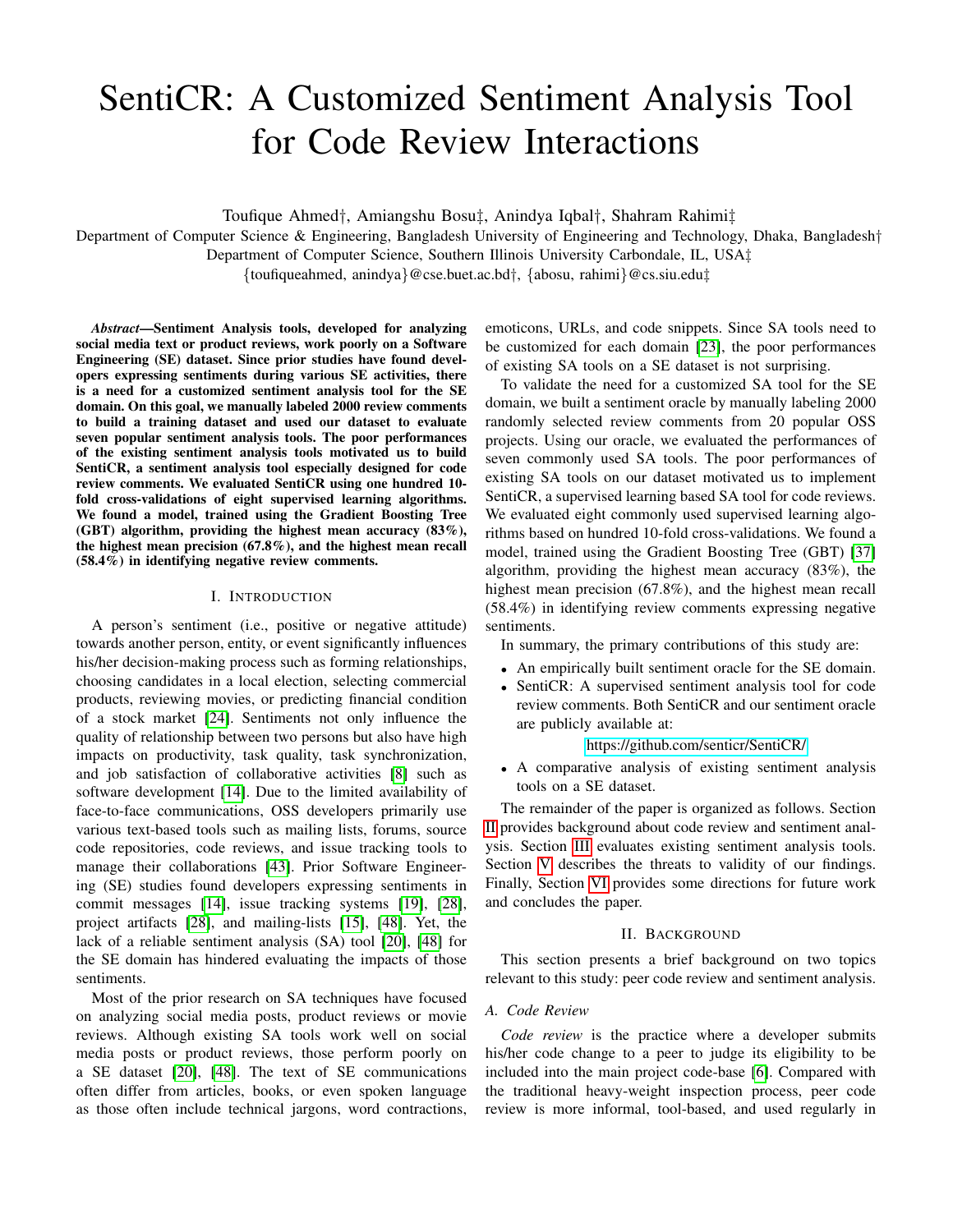# SentiCR: A Customized Sentiment Analysis Tool for Code Review Interactions

Toufique Ahmed†, Amiangshu Bosu‡, Anindya Iqbal†, Shahram Rahimi‡

Department of Computer Science & Engineering, Bangladesh University of Engineering and Technology, Dhaka, Bangladesh†

Department of Computer Science, Southern Illinois University Carbondale, IL, USA‡

{toufiqueahmed, anindya}@cse.buet.ac.bd†, {abosu, rahimi}@cs.siu.edu‡

***Abstract*—Sentiment Analysis tools, developed for analyzing social media text or product reviews, work poorly on a Software Engineering (SE) dataset. Since prior studies have found developers expressing sentiments during various SE activities, there is a need for a customized sentiment analysis tool for the SE domain. On this goal, we manually labeled 2000 review comments to build a training dataset and used our dataset to evaluate seven popular sentiment analysis tools. The poor performances of the existing sentiment analysis tools motivated us to build SentiCR, a sentiment analysis tool especially designed for code review comments. We evaluated SentiCR using one hundred 10-fold cross-validations of eight supervised learning algorithms. We found a model, trained using the Gradient Boosting Tree (GBT) algorithm, providing the highest mean accuracy (83%), the highest mean precision (67.8%), and the highest mean recall (58.4%) in identifying negative review comments.**

## I. Introduction

A person's sentiment (i.e., positive or negative attitude) towards another person, entity, or event significantly influences his/her decision-making process such as forming relationships, choosing candidates in a local election, selecting commercial products, reviewing movies, or predicting financial condition of a stock market [24]. Sentiments not only influence the quality of relationship between two persons but also have high impacts on productivity, task quality, task synchronization, and job satisfaction of collaborative activities [8] such as software development [14]. Due to the limited availability of face-to-face communications, OSS developers primarily use various text-based tools such as mailing lists, forums, source code repositories, code reviews, and issue tracking tools to manage their collaborations [43]. Prior Software Engineering (SE) studies found developers expressing sentiments in commit messages [14], issue tracking systems [19], [28], project artifacts [28], and mailing-lists [15], [48]. Yet, the lack of a reliable sentiment analysis (SA) tool [20], [48] for the SE domain has hindered evaluating the impacts of those sentiments.

Most of the prior research on SA techniques have focused on analyzing social media posts, product reviews or movie reviews. Although existing SA tools work well on social media posts or product reviews, those perform poorly on a SE dataset [20], [48]. The text of SE communications often differ from articles, books, or even spoken language as those often include technical jargons, word contractions, emoticons, URLs, and code snippets. Since SA tools need to be customized for each domain [23], the poor performances of existing SA tools on a SE dataset is not surprising.

To validate the need for a customized SA tool for the SE domain, we built a sentiment oracle by manually labeling 2000 randomly selected review comments from 20 popular OSS projects. Using our oracle, we evaluated the performances of seven commonly used SA tools. The poor performances of existing SA tools on our dataset motivated us to implement SentiCR, a supervised learning based SA tool for code reviews. We evaluated eight commonly used supervised learning algorithms based on hundred 10-fold cross-validations. We found a model, trained using the Gradient Boosting Tree (GBT) [37] algorithm, providing the highest mean accuracy (83%), the highest mean precision (67.8%), and the highest mean recall (58.4%) in identifying review comments expressing negative sentiments.

In summary, the primary contributions of this study are:

- An empirically built sentiment oracle for the SE domain.
- SentiCR: A supervised sentiment analysis tool for code review comments. Both SentiCR and our sentiment oracle are publicly available at:

  https://github.com/senticr/SentiCR/
- A comparative analysis of existing sentiment analysis tools on a SE dataset.

The remainder of the paper is organized as follows. Section II provides background about code review and sentiment analysis. Section III evaluates existing sentiment analysis tools. Section V describes the threats to validity of our findings. Finally, Section VI provides some directions for future work and concludes the paper.

## II. Background

This section presents a brief background on two topics relevant to this study: peer code review and sentiment analysis.

### A. Code Review

*Code review* is the practice where a developer submits his/her code change to a peer to judge its eligibility to be included into the main project code-base [6]. Compared with the traditional heavy-weight inspection process, peer code review is more informal, tool-based, and used regularly in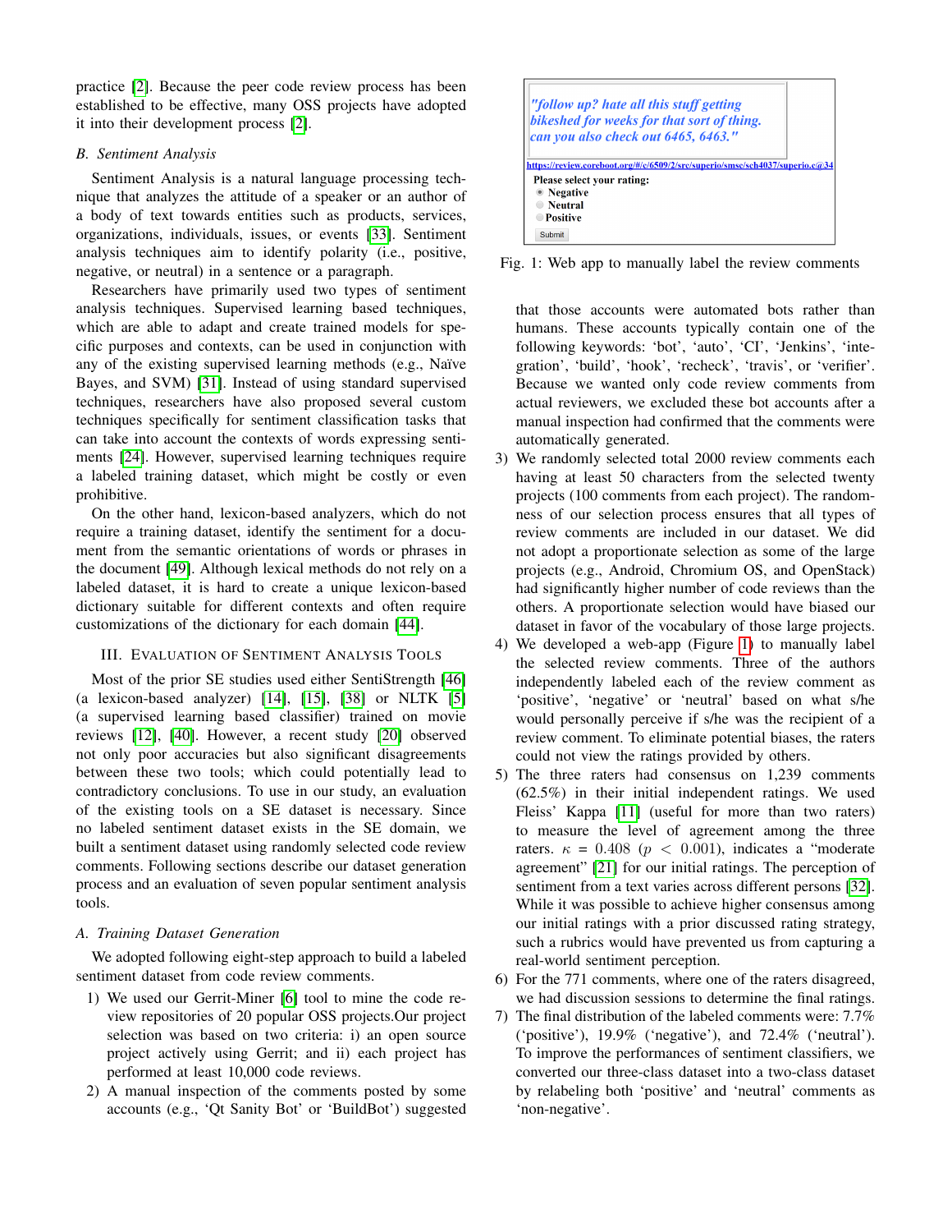practice [2]. Because the peer code review process has been established to be effective, many OSS projects have adopted it into their development process [2].

### B. Sentiment Analysis

Sentiment Analysis is a natural language processing technique that analyzes the attitude of a speaker or an author of a body of text towards entities such as products, services, organizations, individuals, issues, or events [33]. Sentiment analysis techniques aim to identify polarity (i.e., positive, negative, or neutral) in a sentence or a paragraph.

Researchers have primarily used two types of sentiment analysis techniques. Supervised learning based techniques, which are able to adapt and create trained models for specific purposes and contexts, can be used in conjunction with any of the existing supervised learning methods (e.g., Naïve Bayes, and SVM) [31]. Instead of using standard supervised techniques, researchers have also proposed several custom techniques specifically for sentiment classification tasks that can take into account the contexts of words expressing sentiments [24]. However, supervised learning techniques require a labeled training dataset, which might be costly or even prohibitive.

On the other hand, lexicon-based analyzers, which do not require a training dataset, identify the sentiment for a document from the semantic orientations of words or phrases in the document [49]. Although lexical methods do not rely on a labeled dataset, it is hard to create a unique lexicon-based dictionary suitable for different contexts and often require customizations of the dictionary for each domain [44].

## III. Evaluation of Sentiment Analysis Tools

Most of the prior SE studies used either SentiStrength [46] (a lexicon-based analyzer) [14], [15], [38] or NLTK [5] (a supervised learning based classifier) trained on movie reviews [12], [40]. However, a recent study [20] observed not only poor accuracies but also significant disagreements between these two tools; which could potentially lead to contradictory conclusions. To use in our study, an evaluation of the existing tools on a SE dataset is necessary. Since no labeled sentiment dataset exists in the SE domain, we built a sentiment dataset using randomly selected code review comments. Following sections describe our dataset generation process and an evaluation of seven popular sentiment analysis tools.

### A. Training Dataset Generation

We adopted following eight-step approach to build a labeled sentiment dataset from code review comments.

1) We used our Gerrit-Miner [6] tool to mine the code review repositories of 20 popular OSS projects.Our project selection was based on two criteria: i) an open source project actively using Gerrit; and ii) each project has performed at least 10,000 code reviews.
2) A manual inspection of the comments posted by some accounts (e.g., 'Qt Sanity Bot' or 'BuildBot') suggested that those accounts were automated bots rather than humans. These accounts typically contain one of the following keywords: 'bot', 'auto', 'CI', 'Jenkins', 'integration', 'build', 'hook', 'recheck', 'travis', or 'verifier'. Because we wanted only code review comments from actual reviewers, we excluded these bot accounts after a manual inspection had confirmed that the comments were automatically generated.
3) We randomly selected total 2000 review comments each having at least 50 characters from the selected twenty projects (100 comments from each project). The randomness of our selection process ensures that all types of review comments are included in our dataset. We did not adopt a proportionate selection as some of the large projects (e.g., Android, Chromium OS, and OpenStack) had significantly higher number of code reviews than the others. A proportionate selection would have biased our dataset in favor of the vocabulary of those large projects.
4) We developed a web-app (Figure 1) to manually label the selected review comments. Three of the authors independently labeled each of the review comment as 'positive', 'negative' or 'neutral' based on what s/he would personally perceive if s/he was the recipient of a review comment. To eliminate potential biases, the raters could not view the ratings provided by others.
5) The three raters had consensus on 1,239 comments (62.5%) in their initial independent ratings. We used Fleiss' Kappa [11] (useful for more than two raters) to measure the level of agreement among the three raters. $\kappa = 0.408$ ($p < 0.001$), indicates a "moderate agreement" [21] for our initial ratings. The perception of sentiment from a text varies across different persons [32]. While it was possible to achieve higher consensus among our initial ratings with a prior discussed rating strategy, such a rubrics would have prevented us from capturing a real-world sentiment perception.
6) For the 771 comments, where one of the raters disagreed, we had discussion sessions to determine the final ratings.
7) The final distribution of the labeled comments were: 7.7% ('positive'), 19.9% ('negative'), and 72.4% ('neutral'). To improve the performances of sentiment classifiers, we converted our three-class dataset into a two-class dataset by relabeling both 'positive' and 'neutral' comments as 'non-negative'.

*"follow up? hate all this stuff getting bikeshed for weeks for that sort of thing. can you also check out 6465, 6463."*

https://review.coreboot.org/#/c/6509/2/src/superio/smsc/sch4037/superio.c@34

Please select your rating:
- Negative
- Neutral
- Positive

Submit

Fig. 1: Web app to manually label the review comments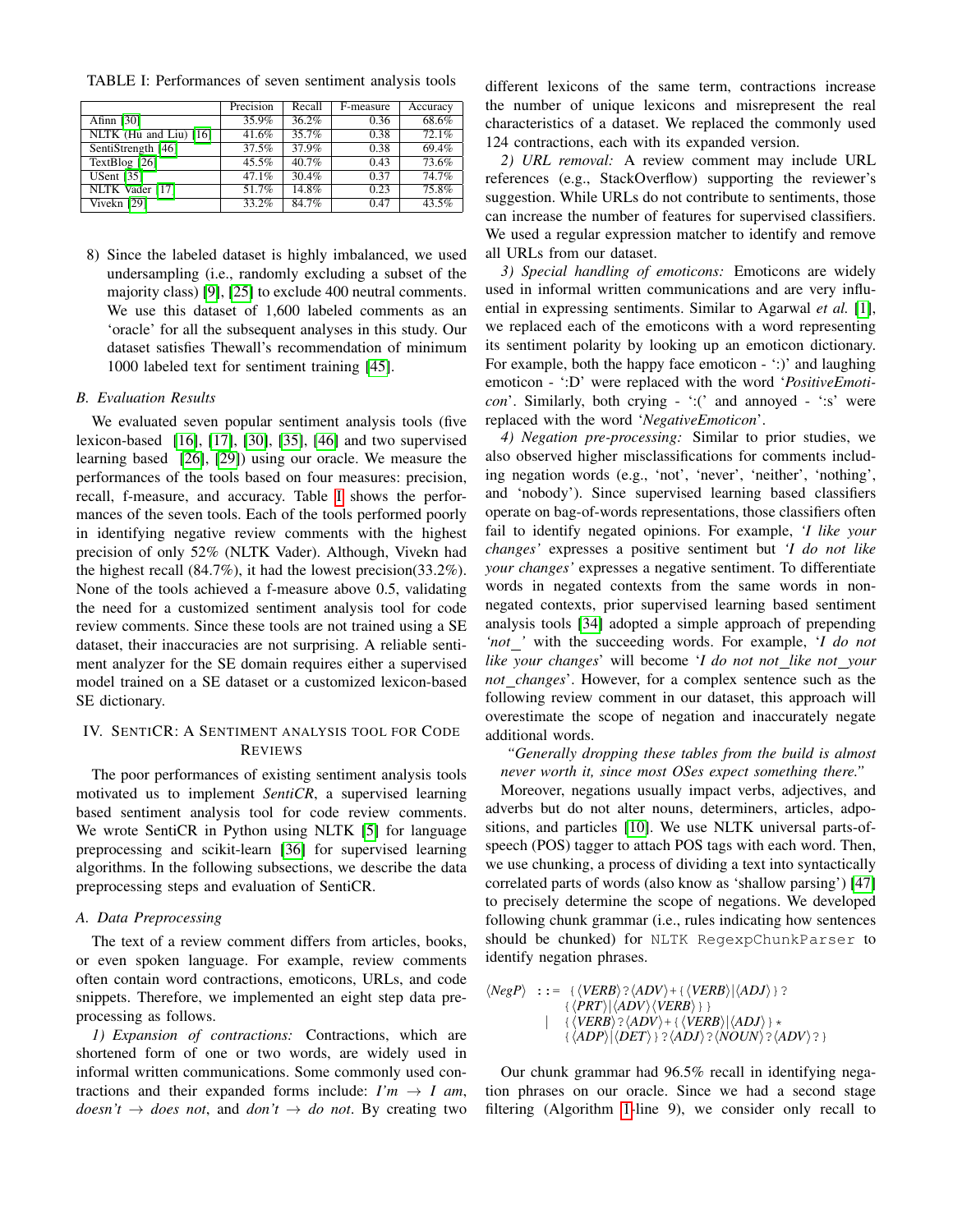TABLE I: Performances of seven sentiment analysis tools

| | Precision | Recall | F-measure | Accuracy |
|---|---|---|---|---|
| Afinn [30] | 35.9% | 36.2% | 0.36 | 68.6% |
| NLTK (Hu and Liu) [16] | 41.6% | 35.7% | 0.38 | 72.1% |
| SentiStrength [46] | 37.5% | 37.9% | 0.38 | 69.4% |
| TextBlog [26] | 45.5% | 40.7% | 0.43 | 73.6% |
| USent [35] | 47.1% | 30.4% | 0.37 | 74.7% |
| NLTK Vader [17] | 51.7% | 14.8% | 0.23 | 75.8% |
| Vivekn [29] | 33.2% | 84.7% | 0.47 | 43.5% |

8) Since the labeled dataset is highly imbalanced, we used undersampling (i.e., randomly excluding a subset of the majority class) [9], [25] to exclude 400 neutral comments. We use this dataset of 1,600 labeled comments as an 'oracle' for all the subsequent analyses in this study. Our dataset satisfies Thewall's recommendation of minimum 1000 labeled text for sentiment training [45].

### B. Evaluation Results

We evaluated seven popular sentiment analysis tools (five lexicon-based [16], [17], [30], [35], [46] and two supervised learning based [26], [29]) using our oracle. We measure the performances of the tools based on four measures: precision, recall, f-measure, and accuracy. Table I shows the performances of the seven tools. Each of the tools performed poorly in identifying negative review comments with the highest precision of only 52% (NLTK Vader). Although, Vivekn had the highest recall (84.7%), it had the lowest precision(33.2%). None of the tools achieved a f-measure above 0.5, validating the need for a customized sentiment analysis tool for code review comments. Since these tools are not trained using a SE dataset, their inaccuracies are not surprising. A reliable sentiment analyzer for the SE domain requires either a supervised model trained on a SE dataset or a customized lexicon-based SE dictionary.

## IV. SentiCR: A Sentiment analysis tool for Code Reviews

The poor performances of existing sentiment analysis tools motivated us to implement *SentiCR*, a supervised learning based sentiment analysis tool for code review comments. We wrote SentiCR in Python using NLTK [5] for language preprocessing and scikit-learn [36] for supervised learning algorithms. In the following subsections, we describe the data preprocessing steps and evaluation of SentiCR.

### A. Data Preprocessing

The text of a review comment differs from articles, books, or even spoken language. For example, review comments often contain word contractions, emoticons, URLs, and code snippets. Therefore, we implemented an eight step data preprocessing as follows.

*1) Expansion of contractions:* Contractions, which are shortened form of one or two words, are widely used in informal written communications. Some commonly used contractions and their expanded forms include: *I'm* → *I am*, *doesn't* → *does not*, and *don't* → *do not*. By creating two different lexicons of the same term, contractions increase the number of unique lexicons and misrepresent the real characteristics of a dataset. We replaced the commonly used 124 contractions, each with its expanded version.

*2) URL removal:* A review comment may include URL references (e.g., StackOverflow) supporting the reviewer's suggestion. While URLs do not contribute to sentiments, those can increase the number of features for supervised classifiers. We used a regular expression matcher to identify and remove all URLs from our dataset.

*3) Special handling of emoticons:* Emoticons are widely used in informal written communications and are very influential in expressing sentiments. Similar to Agarwal *et al.* [1], we replaced each of the emoticons with a word representing its sentiment polarity by looking up an emoticon dictionary. For example, both the happy face emoticon - ':)' and laughing emoticon - ':D' were replaced with the word '*PositiveEmoticon*'. Similarly, both crying - ':(' and annoyed - ':s' were replaced with the word '*NegativeEmoticon*'.

*4) Negation pre-processing:* Similar to prior studies, we also observed higher misclassifications for comments including negation words (e.g., 'not', 'never', 'neither', 'nothing', and 'nobody'). Since supervised learning based classifiers operate on bag-of-words representations, those classifiers often fail to identify negated opinions. For example, *'I like your changes'* expresses a positive sentiment but *'I do not like your changes'* expresses a negative sentiment. To differentiate words in negated contexts from the same words in non-negated contexts, prior supervised learning based sentiment analysis tools [34] adopted a simple approach of prepending *'not_'* with the succeeding words. For example, '*I do not like your changes*' will become '*I do not not_like not_your not_changes*'. However, for a complex sentence such as the following review comment in our dataset, this approach will overestimate the scope of negation and inaccurately negate additional words.

> *"Generally dropping these tables from the build is almost never worth it, since most OSes expect something there."*

Moreover, negations usually impact verbs, adjectives, and adverbs but do not alter nouns, determiners, articles, adpositions, and particles [10]. We use NLTK universal parts-of-speech (POS) tagger to attach POS tags with each word. Then, we use chunking, a process of dividing a text into syntactically correlated parts of words (also know as 'shallow parsing') [47] to precisely determine the scope of negations. We developed following chunk grammar (i.e., rules indicating how sentences should be chunked) for `NLTK RegexpChunkParser` to identify negation phrases.

$$
\begin{aligned}
\langle NegP \rangle \;::=\; & \{\langle VERB\rangle?\langle ADV\rangle+\{\langle VERB\rangle|\langle ADJ\rangle\}?\\
& \{\langle PRT\rangle|\langle ADV\rangle\langle VERB\rangle\}\}\\
|\; & \{\langle VERB\rangle?\langle ADV\rangle+\{\langle VERB\rangle|\langle ADJ\rangle\}\star\\
& \{\langle ADP\rangle|\langle DET\rangle\}?\langle ADJ\rangle?\langle NOUN\rangle?\langle ADV\rangle?\}
\end{aligned}
$$

Our chunk grammar had 96.5% recall in identifying negation phrases on our oracle. Since we had a second stage filtering (Algorithm 1-line 9), we consider only recall to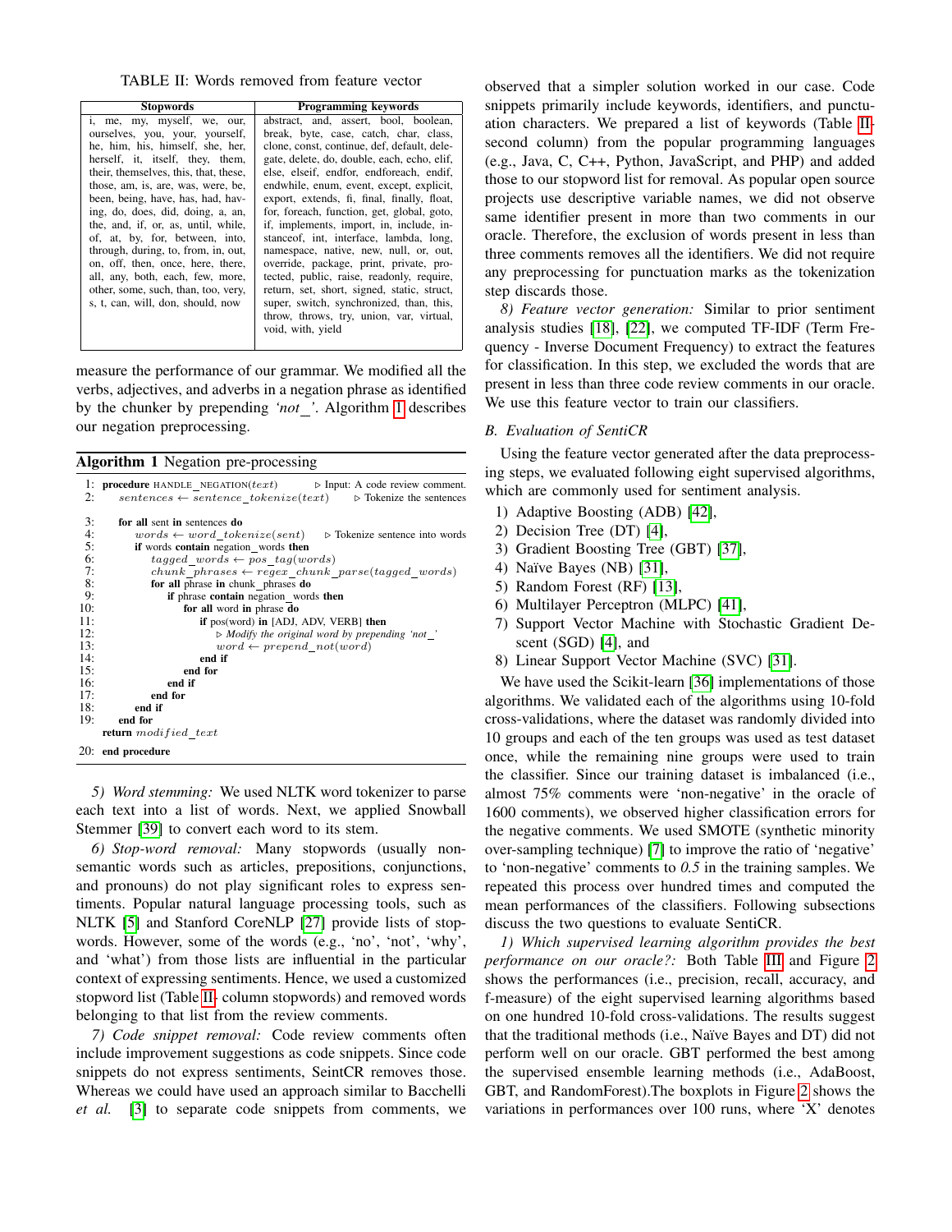TABLE II: Words removed from feature vector

| Stopwords | Programming keywords |
|---|---|
| i, me, my, myself, we, our, ourselves, you, your, yourself, he, him, his, himself, she, her, herself, it, itself, they, them, their, themselves, this, that, these, those, am, is, are, was, were, be, been, being, have, has, had, having, do, does, did, doing, a, an, the, and, if, or, as, until, while, of, at, by, for, between, into, through, during, to, from, in, out, on, off, then, once, here, there, all, any, both, each, few, more, other, some, such, than, too, very, s, t, can, will, don, should, now | abstract, and, assert, bool, boolean, break, byte, case, catch, char, class, clone, const, continue, def, default, delegate, delete, do, double, each, echo, elif, else, elseif, endfor, endforeach, endif, endwhile, enum, event, except, explicit, export, extends, fi, final, finally, float, for, foreach, function, get, global, goto, if, implements, import, in, include, instanceof, int, interface, lambda, long, namespace, native, new, null, or, out, override, package, print, private, protected, public, raise, readonly, require, return, set, short, signed, static, struct, super, switch, synchronized, than, this, throw, throws, try, union, var, virtual, void, with, yield |

measure the performance of our grammar. We modified all the verbs, adjectives, and adverbs in a negation phrase as identified by the chunker by prepending *'not_'*. Algorithm 1 describes our negation preprocessing.

**Algorithm 1** Negation pre-processing

```
1:  procedure HANDLE_NEGATION(text)          ▷ Input: A code review comment.
2:      sentences ← sentence_tokenize(text)      ▷ Tokenize the sentences
3:      for all sent in sentences do
4:          words ← word_tokenize(sent)      ▷ Tokenize sentence into words
5:          if words contain negation_words then
6:              tagged_words ← pos_tag(words)
7:              chunk_phrases ← regex_chunk_parse(tagged_words)
8:              for all phrase in chunk_phrases do
9:                  if phrase contain negation_words then
10:                     for all word in phrase do
11:                         if pos(word) in [ADJ, ADV, VERB] then
12:                             ▷ Modify the original word by prepending 'not_'
13:                             word ← prepend_not(word)
14:                         end if
15:                     end for
16:                 end if
17:             end for
18:         end if
19:     end for
        return modified_text
20: end procedure
```

*5) Word stemming:* We used NLTK word tokenizer to parse each text into a list of words. Next, we applied Snowball Stemmer [39] to convert each word to its stem.

*6) Stop-word removal:* Many stopwords (usually non-semantic words such as articles, prepositions, conjunctions, and pronouns) do not play significant roles to express sentiments. Popular natural language processing tools, such as NLTK [5] and Stanford CoreNLP [27] provide lists of stopwords. However, some of the words (e.g., 'no', 'not', 'why', and 'what') from those lists are influential in the particular context of expressing sentiments. Hence, we used a customized stopword list (Table II- column stopwords) and removed words belonging to that list from the review comments.

*7) Code snippet removal:* Code review comments often include improvement suggestions as code snippets. Since code snippets do not express sentiments, SeintCR removes those. Whereas we could have used an approach similar to Bacchelli *et al.* [3] to separate code snippets from comments, we observed that a simpler solution worked in our case. Code snippets primarily include keywords, identifiers, and punctuation characters. We prepared a list of keywords (Table II- second column) from the popular programming languages (e.g., Java, C, C++, Python, JavaScript, and PHP) and added those to our stopword list for removal. As popular open source projects use descriptive variable names, we did not observe same identifier present in more than two comments in our oracle. Therefore, the exclusion of words present in less than three comments removes all the identifiers. We did not require any preprocessing for punctuation marks as the tokenization step discards those.

*8) Feature vector generation:* Similar to prior sentiment analysis studies [18], [22], we computed TF-IDF (Term Frequency - Inverse Document Frequency) to extract the features for classification. In this step, we excluded the words that are present in less than three code review comments in our oracle. We use this feature vector to train our classifiers.

### B. Evaluation of SentiCR

Using the feature vector generated after the data preprocessing steps, we evaluated following eight supervised algorithms, which are commonly used for sentiment analysis.

1) Adaptive Boosting (ADB) [42],
2) Decision Tree (DT) [4],
3) Gradient Boosting Tree (GBT) [37],
4) Naïve Bayes (NB) [31],
5) Random Forest (RF) [13],
6) Multilayer Perceptron (MLPC) [41],
7) Support Vector Machine with Stochastic Gradient Descent (SGD) [4], and
8) Linear Support Vector Machine (SVC) [31].

We have used the Scikit-learn [36] implementations of those algorithms. We validated each of the algorithms using 10-fold cross-validations, where the dataset was randomly divided into 10 groups and each of the ten groups was used as test dataset once, while the remaining nine groups were used to train the classifier. Since our training dataset is imbalanced (i.e., almost 75% comments were 'non-negative' in the oracle of 1600 comments), we observed higher classification errors for the negative comments. We used SMOTE (synthetic minority over-sampling technique) [7] to improve the ratio of 'negative' to 'non-negative' comments to *0.5* in the training samples. We repeated this process over hundred times and computed the mean performances of the classifiers. Following subsections discuss the two questions to evaluate SentiCR.

*1) Which supervised learning algorithm provides the best performance on our oracle?:* Both Table III and Figure 2 shows the performances (i.e., precision, recall, accuracy, and f-measure) of the eight supervised learning algorithms based on one hundred 10-fold cross-validations. The results suggest that the traditional methods (i.e., Naïve Bayes and DT) did not perform well on our oracle. GBT performed the best among the supervised ensemble learning methods (i.e., AdaBoost, GBT, and RandomForest).The boxplots in Figure 2 shows the variations in performances over 100 runs, where 'X' denotes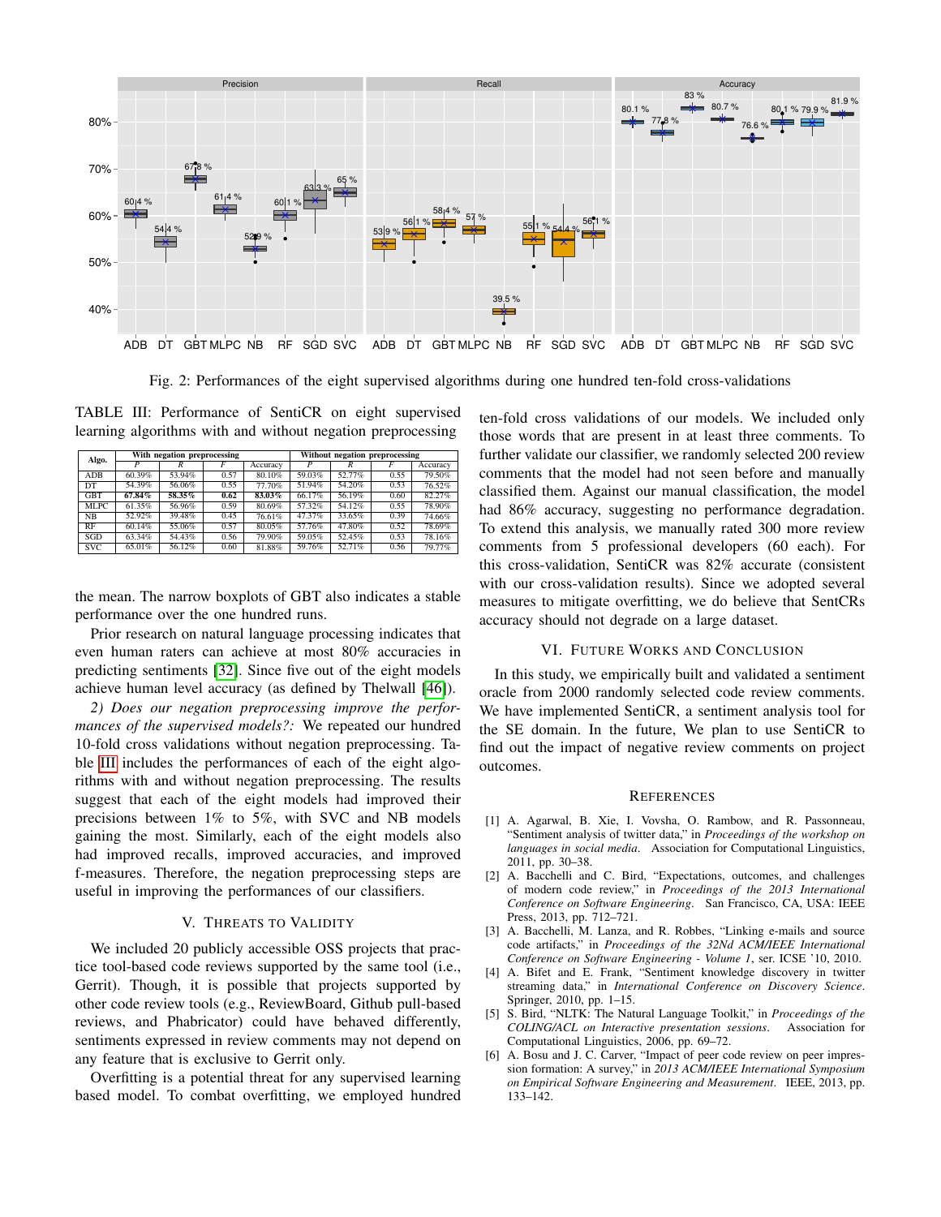Fig. 2: Performances of the eight supervised algorithms during one hundred ten-fold cross-validations

TABLE III: Performance of SentiCR on eight supervised learning algorithms with and without negation preprocessing

| Algo. | With negation preprocessing | | | | Without negation preprocessing | | | |
|---|---|---|---|---|---|---|---|---|
| | *P* | *R* | *F* | Accuracy | *P* | *R* | *F* | Accuracy |
| ADB | 60.39% | 53.94% | 0.57 | 80.10% | 59.03% | 52.77% | 0.55 | 79.50% |
| DT | 54.39% | 56.06% | 0.55 | 77.70% | 51.94% | 54.20% | 0.53 | 76.52% |
| GBT | **67.84%** | **58.35%** | **0.62** | **83.03%** | 66.17% | 56.19% | 0.60 | 82.27% |
| MLPC | 61.35% | 56.96% | 0.59 | 80.69% | 57.32% | 54.12% | 0.55 | 78.90% |
| NB | 52.92% | 39.48% | 0.45 | 76.61% | 47.37% | 33.65% | 0.39 | 74.66% |
| RF | 60.14% | 55.06% | 0.57 | 80.05% | 57.76% | 47.80% | 0.52 | 78.69% |
| SGD | 63.34% | 54.43% | 0.56 | 79.90% | 59.05% | 52.45% | 0.53 | 78.16% |
| SVC | 65.01% | 56.12% | 0.60 | 81.88% | 59.76% | 52.71% | 0.56 | 79.77% |

the mean. The narrow boxplots of GBT also indicates a stable performance over the one hundred runs.

Prior research on natural language processing indicates that even human raters can achieve at most 80% accuracies in predicting sentiments [32]. Since five out of the eight models achieve human level accuracy (as defined by Thelwall [46]).

*2) Does our negation preprocessing improve the performances of the supervised models?:* We repeated our hundred 10-fold cross validations without negation preprocessing. Table III includes the performances of each of the eight algorithms with and without negation preprocessing. The results suggest that each of the eight models had improved their precisions between 1% to 5%, with SVC and NB models gaining the most. Similarly, each of the eight models also had improved recalls, improved accuracies, and improved f-measures. Therefore, the negation preprocessing steps are useful in improving the performances of our classifiers.

## V. Threats to Validity

We included 20 publicly accessible OSS projects that practice tool-based code reviews supported by the same tool (i.e., Gerrit). Though, it is possible that projects supported by other code review tools (e.g., ReviewBoard, Github pull-based reviews, and Phabricator) could have behaved differently, sentiments expressed in review comments may not depend on any feature that is exclusive to Gerrit only.

Overfitting is a potential threat for any supervised learning based model. To combat overfitting, we employed hundred ten-fold cross validations of our models. We included only those words that are present in at least three comments. To further validate our classifier, we randomly selected 200 review comments that the model had not seen before and manually classified them. Against our manual classification, the model had 86% accuracy, suggesting no performance degradation. To extend this analysis, we manually rated 300 more review comments from 5 professional developers (60 each). For this cross-validation, SentiCR was 82% accurate (consistent with our cross-validation results). Since we adopted several measures to mitigate overfitting, we do believe that SentCRs accuracy should not degrade on a large dataset.

## VI. Future Works and Conclusion

In this study, we empirically built and validated a sentiment oracle from 2000 randomly selected code review comments. We have implemented SentiCR, a sentiment analysis tool for the SE domain. In the future, We plan to use SentiCR to find out the impact of negative review comments on project outcomes.

## References

[1] A. Agarwal, B. Xie, I. Vovsha, O. Rambow, and R. Passonneau, "Sentiment analysis of twitter data," in *Proceedings of the workshop on languages in social media*. Association for Computational Linguistics, 2011, pp. 30–38.

[2] A. Bacchelli and C. Bird, "Expectations, outcomes, and challenges of modern code review," in *Proceedings of the 2013 International Conference on Software Engineering*. San Francisco, CA, USA: IEEE Press, 2013, pp. 712–721.

[3] A. Bacchelli, M. Lanza, and R. Robbes, "Linking e-mails and source code artifacts," in *Proceedings of the 32Nd ACM/IEEE International Conference on Software Engineering - Volume 1*, ser. ICSE '10, 2010.

[4] A. Bifet and E. Frank, "Sentiment knowledge discovery in twitter streaming data," in *International Conference on Discovery Science*. Springer, 2010, pp. 1–15.

[5] S. Bird, "NLTK: The Natural Language Toolkit," in *Proceedings of the COLING/ACL on Interactive presentation sessions*. Association for Computational Linguistics, 2006, pp. 69–72.

[6] A. Bosu and J. C. Carver, "Impact of peer code review on peer impression formation: A survey," in *2013 ACM/IEEE International Symposium on Empirical Software Engineering and Measurement*. IEEE, 2013, pp. 133–142.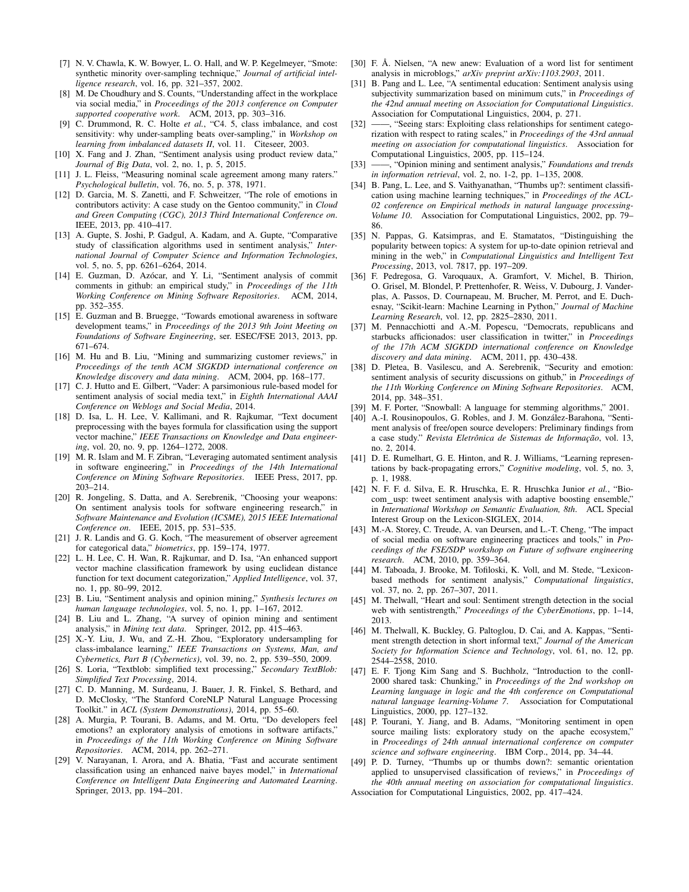[7] N. V. Chawla, K. W. Bowyer, L. O. Hall, and W. P. Kegelmeyer, "Smote: synthetic minority over-sampling technique," *Journal of artificial intelligence research*, vol. 16, pp. 321–357, 2002.

[8] M. De Choudhury and S. Counts, "Understanding affect in the workplace via social media," in *Proceedings of the 2013 conference on Computer supported cooperative work*. ACM, 2013, pp. 303–316.

[9] C. Drummond, R. C. Holte *et al.*, "C4. 5, class imbalance, and cost sensitivity: why under-sampling beats over-sampling," in *Workshop on learning from imbalanced datasets II*, vol. 11. Citeseer, 2003.

[10] X. Fang and J. Zhan, "Sentiment analysis using product review data," *Journal of Big Data*, vol. 2, no. 1, p. 5, 2015.

[11] J. L. Fleiss, "Measuring nominal scale agreement among many raters." *Psychological bulletin*, vol. 76, no. 5, p. 378, 1971.

[12] D. Garcia, M. S. Zanetti, and F. Schweitzer, "The role of emotions in contributors activity: A case study on the Gentoo community," in *Cloud and Green Computing (CGC), 2013 Third International Conference on*. IEEE, 2013, pp. 410–417.

[13] A. Gupte, S. Joshi, P. Gadgul, A. Kadam, and A. Gupte, "Comparative study of classification algorithms used in sentiment analysis," *International Journal of Computer Science and Information Technologies*, vol. 5, no. 5, pp. 6261–6264, 2014.

[14] E. Guzman, D. Azócar, and Y. Li, "Sentiment analysis of commit comments in github: an empirical study," in *Proceedings of the 11th Working Conference on Mining Software Repositories*. ACM, 2014, pp. 352–355.

[15] E. Guzman and B. Bruegge, "Towards emotional awareness in software development teams," in *Proceedings of the 2013 9th Joint Meeting on Foundations of Software Engineering*, ser. ESEC/FSE 2013, 2013, pp. 671–674.

[16] M. Hu and B. Liu, "Mining and summarizing customer reviews," in *Proceedings of the tenth ACM SIGKDD international conference on Knowledge discovery and data mining*. ACM, 2004, pp. 168–177.

[17] C. J. Hutto and E. Gilbert, "Vader: A parsimonious rule-based model for sentiment analysis of social media text," in *Eighth International AAAI Conference on Weblogs and Social Media*, 2014.

[18] D. Isa, L. H. Lee, V. Kallimani, and R. Rajkumar, "Text document preprocessing with the bayes formula for classification using the support vector machine," *IEEE Transactions on Knowledge and Data engineering*, vol. 20, no. 9, pp. 1264–1272, 2008.

[19] M. R. Islam and M. F. Zibran, "Leveraging automated sentiment analysis in software engineering," in *Proceedings of the 14th International Conference on Mining Software Repositories*. IEEE Press, 2017, pp. 203–214.

[20] R. Jongeling, S. Datta, and A. Serebrenik, "Choosing your weapons: On sentiment analysis tools for software engineering research," in *Software Maintenance and Evolution (ICSME), 2015 IEEE International Conference on*. IEEE, 2015, pp. 531–535.

[21] J. R. Landis and G. G. Koch, "The measurement of observer agreement for categorical data," *biometrics*, pp. 159–174, 1977.

[22] L. H. Lee, C. H. Wan, R. Rajkumar, and D. Isa, "An enhanced support vector machine classification framework by using euclidean distance function for text document categorization," *Applied Intelligence*, vol. 37, no. 1, pp. 80–99, 2012.

[23] B. Liu, "Sentiment analysis and opinion mining," *Synthesis lectures on human language technologies*, vol. 5, no. 1, pp. 1–167, 2012.

[24] B. Liu and L. Zhang, "A survey of opinion mining and sentiment analysis," in *Mining text data*. Springer, 2012, pp. 415–463.

[25] X.-Y. Liu, J. Wu, and Z.-H. Zhou, "Exploratory undersampling for class-imbalance learning," *IEEE Transactions on Systems, Man, and Cybernetics, Part B (Cybernetics)*, vol. 39, no. 2, pp. 539–550, 2009.

[26] S. Loria, "Textblob: simplified text processing," *Secondary TextBlob: Simplified Text Processing*, 2014.

[27] C. D. Manning, M. Surdeanu, J. Bauer, J. R. Finkel, S. Bethard, and D. McClosky, "The Stanford CoreNLP Natural Language Processing Toolkit." in *ACL (System Demonstrations)*, 2014, pp. 55–60.

[28] A. Murgia, P. Tourani, B. Adams, and M. Ortu, "Do developers feel emotions? an exploratory analysis of emotions in software artifacts," in *Proceedings of the 11th Working Conference on Mining Software Repositories*. ACM, 2014, pp. 262–271.

[29] V. Narayanan, I. Arora, and A. Bhatia, "Fast and accurate sentiment classification using an enhanced naive bayes model," in *International Conference on Intelligent Data Engineering and Automated Learning*. Springer, 2013, pp. 194–201.

[30] F. Å. Nielsen, "A new anew: Evaluation of a word list for sentiment analysis in microblogs," *arXiv preprint arXiv:1103.2903*, 2011.

[31] B. Pang and L. Lee, "A sentimental education: Sentiment analysis using subjectivity summarization based on minimum cuts," in *Proceedings of the 42nd annual meeting on Association for Computational Linguistics*. Association for Computational Linguistics, 2004, p. 271.

[32] ——, "Seeing stars: Exploiting class relationships for sentiment categorization with respect to rating scales," in *Proceedings of the 43rd annual meeting on association for computational linguistics*. Association for Computational Linguistics, 2005, pp. 115–124.

[33] ——, "Opinion mining and sentiment analysis," *Foundations and trends in information retrieval*, vol. 2, no. 1-2, pp. 1–135, 2008.

[34] B. Pang, L. Lee, and S. Vaithyanathan, "Thumbs up?: sentiment classification using machine learning techniques," in *Proceedings of the ACL-02 conference on Empirical methods in natural language processing-Volume 10*. Association for Computational Linguistics, 2002, pp. 79–86.

[35] N. Pappas, G. Katsimpras, and E. Stamatatos, "Distinguishing the popularity between topics: A system for up-to-date opinion retrieval and mining in the web," in *Computational Linguistics and Intelligent Text Processing*, 2013, vol. 7817, pp. 197–209.

[36] F. Pedregosa, G. Varoquaux, A. Gramfort, V. Michel, B. Thirion, O. Grisel, M. Blondel, P. Prettenhofer, R. Weiss, V. Dubourg, J. Vanderplas, A. Passos, D. Cournapeau, M. Brucher, M. Perrot, and E. Duchesnay, "Scikit-learn: Machine Learning in Python," *Journal of Machine Learning Research*, vol. 12, pp. 2825–2830, 2011.

[37] M. Pennacchiotti and A.-M. Popescu, "Democrats, republicans and starbucks afficionados: user classification in twitter," in *Proceedings of the 17th ACM SIGKDD international conference on Knowledge discovery and data mining*. ACM, 2011, pp. 430–438.

[38] D. Pletea, B. Vasilescu, and A. Serebrenik, "Security and emotion: sentiment analysis of security discussions on github," in *Proceedings of the 11th Working Conference on Mining Software Repositories*. ACM, 2014, pp. 348–351.

[39] M. F. Porter, "Snowball: A language for stemming algorithms," 2001.

[40] A.-I. Rousinopoulos, G. Robles, and J. M. González-Barahona, "Sentiment analysis of free/open source developers: Preliminary findings from a case study." *Revista Eletrônica de Sistemas de Informação*, vol. 13, no. 2, 2014.

[41] D. E. Rumelhart, G. E. Hinton, and R. J. Williams, "Learning representations by back-propagating errors," *Cognitive modeling*, vol. 5, no. 3, p. 1, 1988.

[42] N. F. F. d. Silva, E. R. Hruschka, E. R. Hruschka Junior *et al.*, "Biocom_usp: tweet sentiment analysis with adaptive boosting ensemble," in *International Workshop on Semantic Evaluation, 8th*. ACL Special Interest Group on the Lexicon-SIGLEX, 2014.

[43] M.-A. Storey, C. Treude, A. van Deursen, and L.-T. Cheng, "The impact of social media on software engineering practices and tools," in *Proceedings of the FSE/SDP workshop on Future of software engineering research*. ACM, 2010, pp. 359–364.

[44] M. Taboada, J. Brooke, M. Tofiloski, K. Voll, and M. Stede, "Lexicon-based methods for sentiment analysis," *Computational linguistics*, vol. 37, no. 2, pp. 267–307, 2011.

[45] M. Thelwall, "Heart and soul: Sentiment strength detection in the social web with sentistrength," *Proceedings of the CyberEmotions*, pp. 1–14, 2013.

[46] M. Thelwall, K. Buckley, G. Paltoglou, D. Cai, and A. Kappas, "Sentiment strength detection in short informal text," *Journal of the American Society for Information Science and Technology*, vol. 61, no. 12, pp. 2544–2558, 2010.

[47] E. F. Tjong Kim Sang and S. Buchholz, "Introduction to the conll-2000 shared task: Chunking," in *Proceedings of the 2nd workshop on Learning language in logic and the 4th conference on Computational natural language learning-Volume 7*. Association for Computational Linguistics, 2000, pp. 127–132.

[48] P. Tourani, Y. Jiang, and B. Adams, "Monitoring sentiment in open source mailing lists: exploratory study on the apache ecosystem," in *Proceedings of 24th annual international conference on computer science and software engineering*. IBM Corp., 2014, pp. 34–44.

[49] P. D. Turney, "Thumbs up or thumbs down?: semantic orientation applied to unsupervised classification of reviews," in *Proceedings of the 40th annual meeting on association for computational linguistics*. Association for Computational Linguistics, 2002, pp. 417–424.